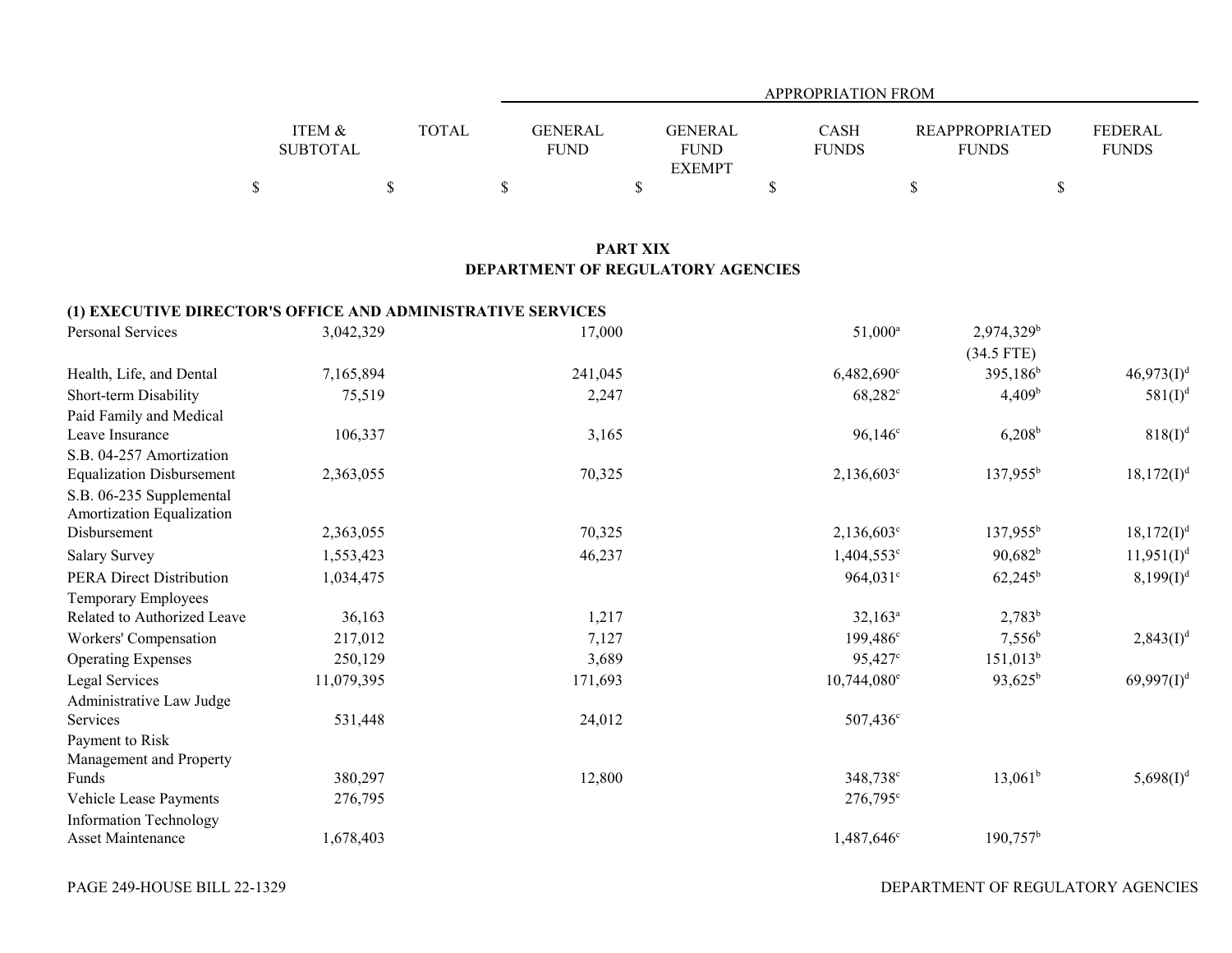| | ITEM & SUBTOTAL | TOTAL | APPROPRIATION FROM GENERAL FUND | GENERAL FUND EXEMPT | CASH FUNDS | REAPPROPRIATED FUNDS | FEDERAL FUNDS |
|---|---|---|---|---|---|---|---|
| | $ | $ | $ | $ | $ | $ | $ |

## PART XIX
## DEPARTMENT OF REGULATORY AGENCIES

### (1) EXECUTIVE DIRECTOR'S OFFICE AND ADMINISTRATIVE SERVICES

| | ITEM & SUBTOTAL | TOTAL | GENERAL FUND | GENERAL FUND EXEMPT | CASH FUNDS | REAPPROPRIATED FUNDS | FEDERAL FUNDS |
|---|---|---|---|---|---|---|---|
| Personal Services | 3,042,329 | | 17,000 | | 51,000[a] | 2,974,329[b] (34.5 FTE) | |
| Health, Life, and Dental | 7,165,894 | | 241,045 | | 6,482,690[c] | 395,186[b] | 46,973(I)[d] |
| Short-term Disability | 75,519 | | 2,247 | | 68,282[c] | 4,409[b] | 581(I)[d] |
| Paid Family and Medical Leave Insurance | 106,337 | | 3,165 | | 96,146[c] | 6,208[b] | 818(I)[d] |
| S.B. 04-257 Amortization Equalization Disbursement | 2,363,055 | | 70,325 | | 2,136,603[c] | 137,955[b] | 18,172(I)[d] |
| S.B. 06-235 Supplemental Amortization Equalization Disbursement | 2,363,055 | | 70,325 | | 2,136,603[c] | 137,955[b] | 18,172(I)[d] |
| Salary Survey | 1,553,423 | | 46,237 | | 1,404,553[c] | 90,682[b] | 11,951(I)[d] |
| PERA Direct Distribution | 1,034,475 | | | | 964,031[c] | 62,245[b] | 8,199(I)[d] |
| Temporary Employees Related to Authorized Leave | 36,163 | | 1,217 | | 32,163[a] | 2,783[b] | |
| Workers' Compensation | 217,012 | | 7,127 | | 199,486[c] | 7,556[b] | 2,843(I)[d] |
| Operating Expenses | 250,129 | | 3,689 | | 95,427[c] | 151,013[b] | |
| Legal Services | 11,079,395 | | 171,693 | | 10,744,080[e] | 93,625[b] | 69,997(I)[d] |
| Administrative Law Judge Services | 531,448 | | 24,012 | | 507,436[c] | | |
| Payment to Risk Management and Property Funds | 380,297 | | 12,800 | | 348,738[c] | 13,061[b] | 5,698(I)[d] |
| Vehicle Lease Payments | 276,795 | | | | 276,795[c] | | |
| Information Technology Asset Maintenance | 1,678,403 | | | | 1,487,646[c] | 190,757[b] | |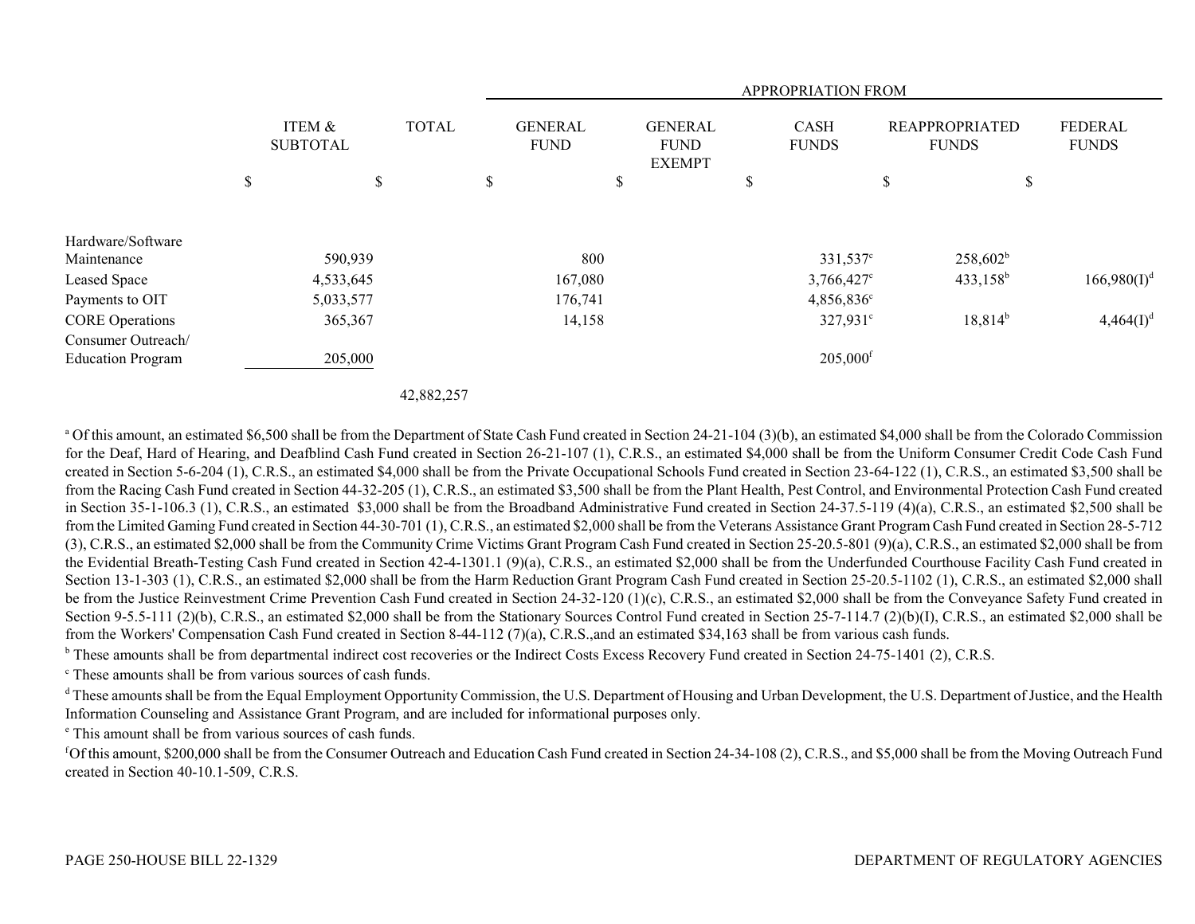| | ITEM & SUBTOTAL | TOTAL | APPROPRIATION FROM | | | | |
|---|---|---|---|---|---|---|---|
| | | | GENERAL FUND | GENERAL FUND EXEMPT | CASH FUNDS | REAPPROPRIATED FUNDS | FEDERAL FUNDS |
| | $ | $ | $ | $ | $ | $ | $ |
| Hardware/Software Maintenance | 590,939 | | 800 | | 331,537[c] | 258,602[b] | |
| Leased Space | 4,533,645 | | 167,080 | | 3,766,427[c] | 433,158[b] | 166,980(I)[d] |
| Payments to OIT | 5,033,577 | | 176,741 | | 4,856,836[c] | | |
| CORE Operations | 365,367 | | 14,158 | | 327,931[c] | 18,814[b] | 4,464(I)[d] |
| Consumer Outreach/ Education Program | 205,000 | | | | 205,000[f] | | |
| | | 42,882,257 | | | | | |

[a] Of this amount, an estimated $6,500 shall be from the Department of State Cash Fund created in Section 24-21-104 (3)(b), an estimated $4,000 shall be from the Colorado Commission for the Deaf, Hard of Hearing, and Deafblind Cash Fund created in Section 26-21-107 (1), C.R.S., an estimated $4,000 shall be from the Uniform Consumer Credit Code Cash Fund created in Section 5-6-204 (1), C.R.S., an estimated $4,000 shall be from the Private Occupational Schools Fund created in Section 23-64-122 (1), C.R.S., an estimated $3,500 shall be from the Racing Cash Fund created in Section 44-32-205 (1), C.R.S., an estimated $3,500 shall be from the Plant Health, Pest Control, and Environmental Protection Cash Fund created in Section 35-1-106.3 (1), C.R.S., an estimated $3,000 shall be from the Broadband Administrative Fund created in Section 24-37.5-119 (4)(a), C.R.S., an estimated $2,500 shall be from the Limited Gaming Fund created in Section 44-30-701 (1), C.R.S., an estimated $2,000 shall be from the Veterans Assistance Grant Program Cash Fund created in Section 28-5-712 (3), C.R.S., an estimated $2,000 shall be from the Community Crime Victims Grant Program Cash Fund created in Section 25-20.5-801 (9)(a), C.R.S., an estimated $2,000 shall be from the Evidential Breath-Testing Cash Fund created in Section 42-4-1301.1 (9)(a), C.R.S., an estimated $2,000 shall be from the Underfunded Courthouse Facility Cash Fund created in Section 13-1-303 (1), C.R.S., an estimated $2,000 shall be from the Harm Reduction Grant Program Cash Fund created in Section 25-20.5-1102 (1), C.R.S., an estimated $2,000 shall be from the Justice Reinvestment Crime Prevention Cash Fund created in Section 24-32-120 (1)(c), C.R.S., an estimated $2,000 shall be from the Conveyance Safety Fund created in Section 9-5.5-111 (2)(b), C.R.S., an estimated $2,000 shall be from the Stationary Sources Control Fund created in Section 25-7-114.7 (2)(b)(I), C.R.S., an estimated $2,000 shall be from the Workers' Compensation Cash Fund created in Section 8-44-112 (7)(a), C.R.S.,and an estimated $34,163 shall be from various cash funds.

[b] These amounts shall be from departmental indirect cost recoveries or the Indirect Costs Excess Recovery Fund created in Section 24-75-1401 (2), C.R.S.

[c] These amounts shall be from various sources of cash funds.

[d] These amounts shall be from the Equal Employment Opportunity Commission, the U.S. Department of Housing and Urban Development, the U.S. Department of Justice, and the Health Information Counseling and Assistance Grant Program, and are included for informational purposes only.

[e] This amount shall be from various sources of cash funds.

[f] Of this amount, $200,000 shall be from the Consumer Outreach and Education Cash Fund created in Section 24-34-108 (2), C.R.S., and $5,000 shall be from the Moving Outreach Fund created in Section 40-10.1-509, C.R.S.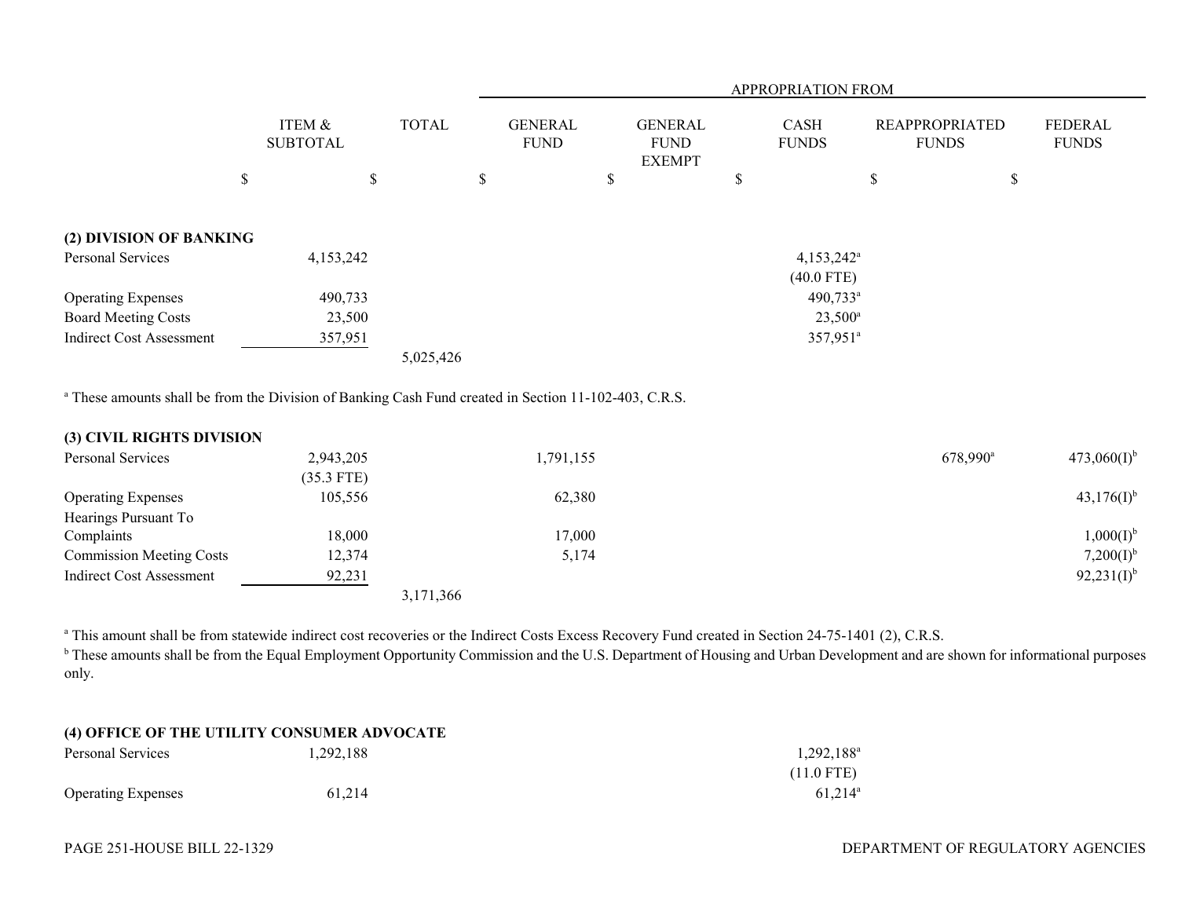| | ITEM & SUBTOTAL | TOTAL | APPROPRIATION FROM GENERAL FUND | GENERAL FUND EXEMPT | CASH FUNDS | REAPPROPRIATED FUNDS | FEDERAL FUNDS |
|---|---|---|---|---|---|---|---|
| | $ | $ | $ | $ | $ | $ | $ |
| **(2) DIVISION OF BANKING** | | | | | | | |
| Personal Services | 4,153,242 | | | | 4,153,242[a] (40.0 FTE) | | |
| Operating Expenses | 490,733 | | | | 490,733[a] | | |
| Board Meeting Costs | 23,500 | | | | 23,500[a] | | |
| Indirect Cost Assessment | 357,951 | | | | 357,951[a] | | |
| | | 5,025,426 | | | | | |

[a] These amounts shall be from the Division of Banking Cash Fund created in Section 11-102-403, C.R.S.

| | ITEM & SUBTOTAL | TOTAL | GENERAL FUND | GENERAL FUND EXEMPT | CASH FUNDS | REAPPROPRIATED FUNDS | FEDERAL FUNDS |
|---|---|---|---|---|---|---|---|
| **(3) CIVIL RIGHTS DIVISION** | | | | | | | |
| Personal Services | 2,943,205 (35.3 FTE) | | 1,791,155 | | | 678,990[a] | 473,060(I)[b] |
| Operating Expenses | 105,556 | | 62,380 | | | | 43,176(I)[b] |
| Hearings Pursuant To Complaints | 18,000 | | 17,000 | | | | 1,000(I)[b] |
| Commission Meeting Costs | 12,374 | | 5,174 | | | | 7,200(I)[b] |
| Indirect Cost Assessment | 92,231 | | | | | | 92,231(I)[b] |
| | | 3,171,366 | | | | | |

[a] This amount shall be from statewide indirect cost recoveries or the Indirect Costs Excess Recovery Fund created in Section 24-75-1401 (2), C.R.S.

[b] These amounts shall be from the Equal Employment Opportunity Commission and the U.S. Department of Housing and Urban Development and are shown for informational purposes only.

| | ITEM & SUBTOTAL | TOTAL | GENERAL FUND | GENERAL FUND EXEMPT | CASH FUNDS | REAPPROPRIATED FUNDS | FEDERAL FUNDS |
|---|---|---|---|---|---|---|---|
| **(4) OFFICE OF THE UTILITY CONSUMER ADVOCATE** | | | | | | | |
| Personal Services | 1,292,188 | | | | 1,292,188[a] (11.0 FTE) | | |
| Operating Expenses | 61,214 | | | | 61,214[a] | | |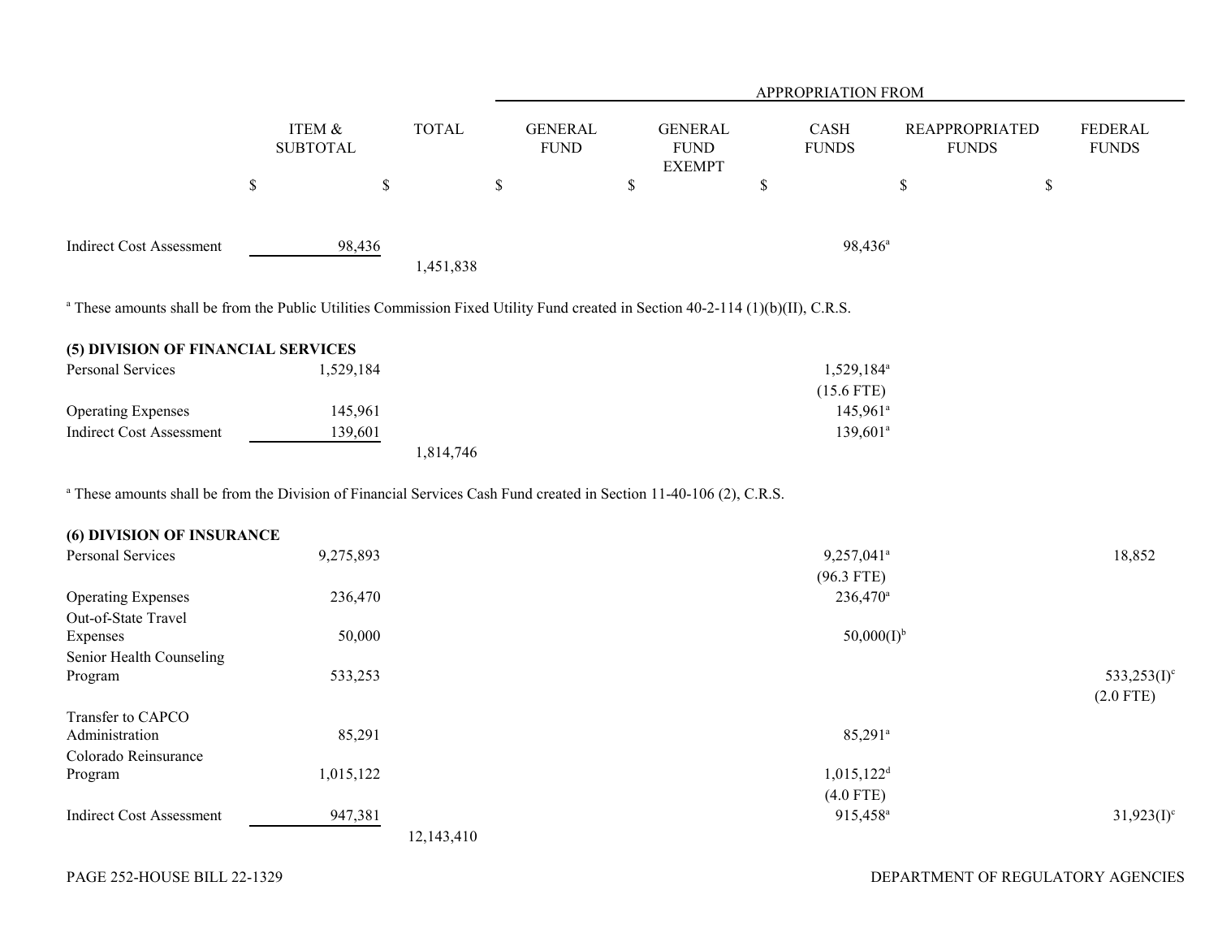| | ITEM & SUBTOTAL | TOTAL | GENERAL FUND | GENERAL FUND EXEMPT | CASH FUNDS | REAPPROPRIATED FUNDS | FEDERAL FUNDS |
|---|---|---|---|---|---|---|---|
| | | | APPROPRIATION FROM | | | | |
| | $ | $ | $ | $ | $ | $ | $ |
| Indirect Cost Assessment | 98,436 | | | | 98,436[a] | | |
| | | 1,451,838 | | | | | |

[a] These amounts shall be from the Public Utilities Commission Fixed Utility Fund created in Section 40-2-114 (1)(b)(II), C.R.S.

**(5) DIVISION OF FINANCIAL SERVICES**

| | ITEM & SUBTOTAL | TOTAL | GENERAL FUND | GENERAL FUND EXEMPT | CASH FUNDS | REAPPROPRIATED FUNDS | FEDERAL FUNDS |
|---|---|---|---|---|---|---|---|
| Personal Services | 1,529,184 | | | | 1,529,184[a] | | |
| | | | | | (15.6 FTE) | | |
| Operating Expenses | 145,961 | | | | 145,961[a] | | |
| Indirect Cost Assessment | 139,601 | | | | 139,601[a] | | |
| | | 1,814,746 | | | | | |

[a] These amounts shall be from the Division of Financial Services Cash Fund created in Section 11-40-106 (2), C.R.S.

**(6) DIVISION OF INSURANCE**

| | ITEM & SUBTOTAL | TOTAL | GENERAL FUND | GENERAL FUND EXEMPT | CASH FUNDS | REAPPROPRIATED FUNDS | FEDERAL FUNDS |
|---|---|---|---|---|---|---|---|
| Personal Services | 9,275,893 | | | | 9,257,041[a] | | 18,852 |
| | | | | | (96.3 FTE) | | |
| Operating Expenses | 236,470 | | | | 236,470[a] | | |
| Out-of-State Travel Expenses | 50,000 | | | | 50,000(I)[b] | | |
| Senior Health Counseling Program | 533,253 | | | | | | 533,253(I)[c] |
| | | | | | | | (2.0 FTE) |
| Transfer to CAPCO Administration | 85,291 | | | | 85,291[a] | | |
| Colorado Reinsurance Program | 1,015,122 | | | | 1,015,122[d] | | |
| | | | | | (4.0 FTE) | | |
| Indirect Cost Assessment | 947,381 | | | | 915,458[a] | | 31,923(I)[c] |
| | | 12,143,410 | | | | | |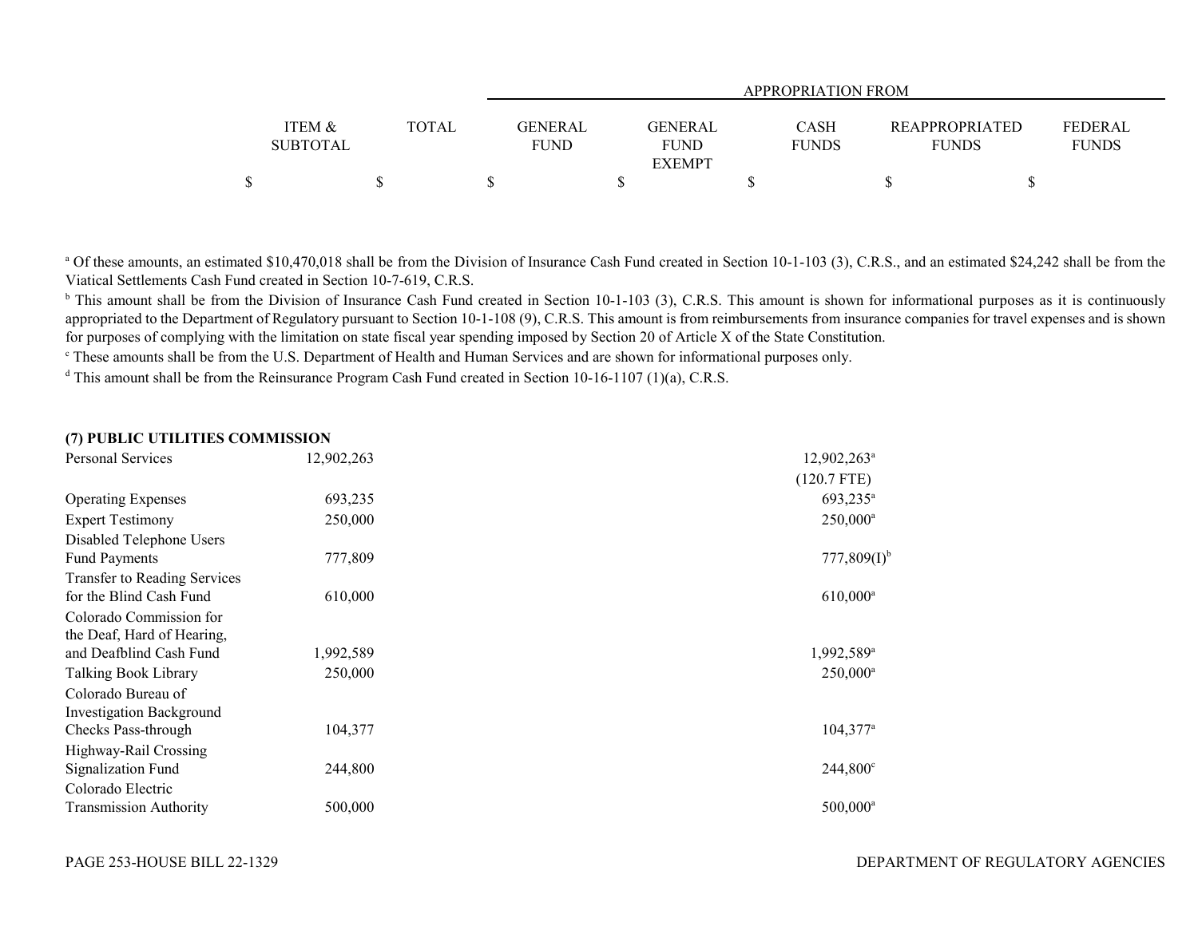| | ITEM & SUBTOTAL | TOTAL | APPROPRIATION FROM GENERAL FUND | GENERAL FUND EXEMPT | CASH FUNDS | REAPPROPRIATED FUNDS | FEDERAL FUNDS |
|---|---|---|---|---|---|---|---|
| | $ | $ | $ | $ | $ | $ | $ |

[a] Of these amounts, an estimated $10,470,018 shall be from the Division of Insurance Cash Fund created in Section 10-1-103 (3), C.R.S., and an estimated $24,242 shall be from the Viatical Settlements Cash Fund created in Section 10-7-619, C.R.S.

[b] This amount shall be from the Division of Insurance Cash Fund created in Section 10-1-103 (3), C.R.S. This amount is shown for informational purposes as it is continuously appropriated to the Department of Regulatory pursuant to Section 10-1-108 (9), C.R.S. This amount is from reimbursements from insurance companies for travel expenses and is shown for purposes of complying with the limitation on state fiscal year spending imposed by Section 20 of Article X of the State Constitution.

[c] These amounts shall be from the U.S. Department of Health and Human Services and are shown for informational purposes only.

[d] This amount shall be from the Reinsurance Program Cash Fund created in Section 10-16-1107 (1)(a), C.R.S.

**(7) PUBLIC UTILITIES COMMISSION**

| | ITEM & SUBTOTAL | TOTAL | GENERAL FUND | GENERAL FUND EXEMPT | CASH FUNDS | REAPPROPRIATED FUNDS | FEDERAL FUNDS |
|---|---|---|---|---|---|---|---|
| Personal Services | 12,902,263 | | | | 12,902,263[a] (120.7 FTE) | | |
| Operating Expenses | 693,235 | | | | 693,235[a] | | |
| Expert Testimony | 250,000 | | | | 250,000[a] | | |
| Disabled Telephone Users Fund Payments | 777,809 | | | | 777,809(I)[b] | | |
| Transfer to Reading Services for the Blind Cash Fund | 610,000 | | | | 610,000[a] | | |
| Colorado Commission for the Deaf, Hard of Hearing, and Deafblind Cash Fund | 1,992,589 | | | | 1,992,589[a] | | |
| Talking Book Library | 250,000 | | | | 250,000[a] | | |
| Colorado Bureau of Investigation Background Checks Pass-through | 104,377 | | | | 104,377[a] | | |
| Highway-Rail Crossing Signalization Fund | 244,800 | | | | 244,800[c] | | |
| Colorado Electric Transmission Authority | 500,000 | | | | 500,000[a] | | |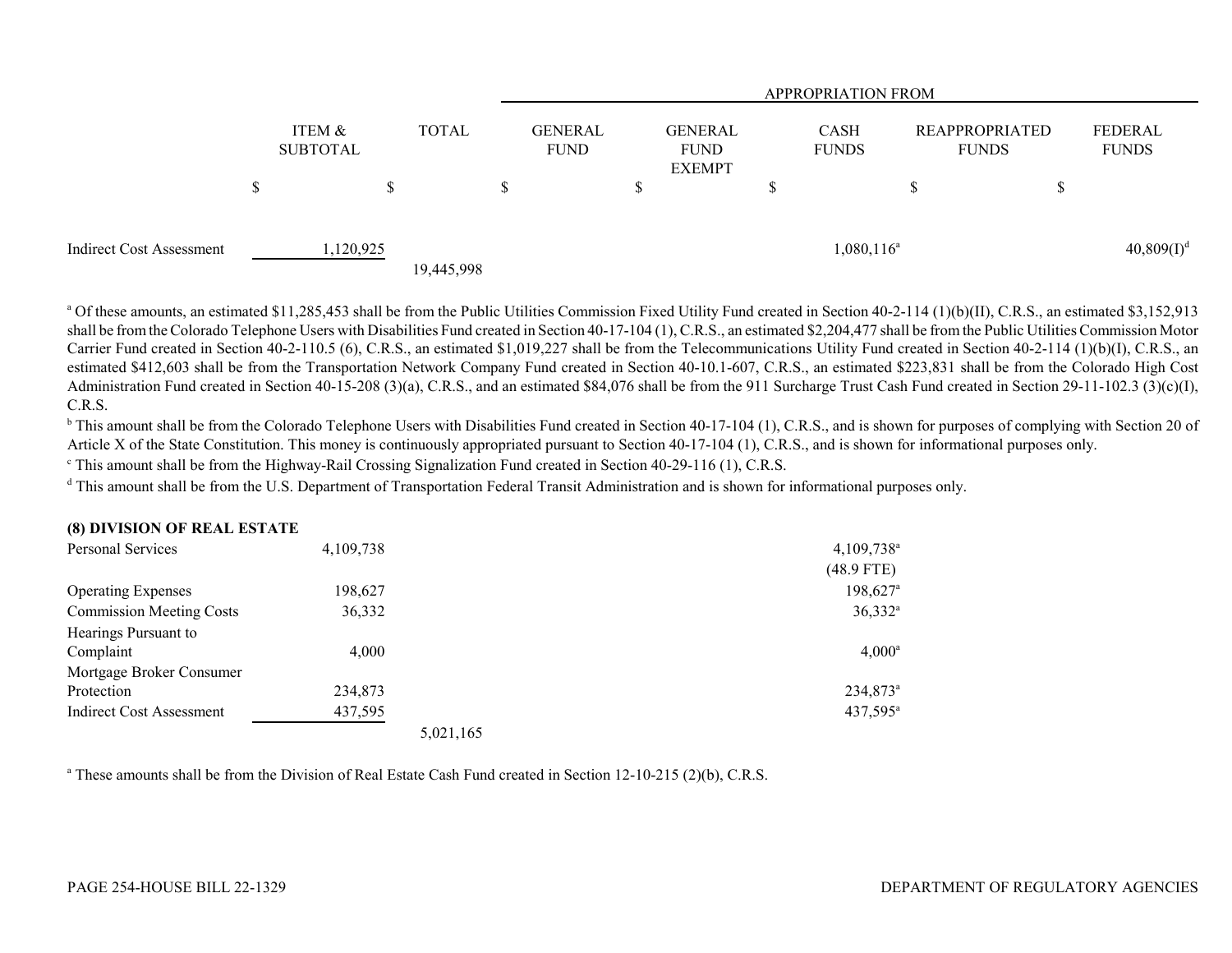| | ITEM & SUBTOTAL | TOTAL | GENERAL FUND | GENERAL FUND EXEMPT | CASH FUNDS | REAPPROPRIATED FUNDS | FEDERAL FUNDS |
|---|---|---|---|---|---|---|---|
| | | | APPROPRIATION FROM | | | | |
| | $ | $ | $ | $ | $ | $ | $ |
| Indirect Cost Assessment | 1,120,925 | | | | 1,080,116[a] | | 40,809(I)[d] |
| | | 19,445,998 | | | | | |

[a] Of these amounts, an estimated $11,285,453 shall be from the Public Utilities Commission Fixed Utility Fund created in Section 40-2-114 (1)(b)(II), C.R.S., an estimated $3,152,913 shall be from the Colorado Telephone Users with Disabilities Fund created in Section 40-17-104 (1), C.R.S., an estimated $2,204,477 shall be from the Public Utilities Commission Motor Carrier Fund created in Section 40-2-110.5 (6), C.R.S., an estimated $1,019,227 shall be from the Telecommunications Utility Fund created in Section 40-2-114 (1)(b)(I), C.R.S., an estimated $412,603 shall be from the Transportation Network Company Fund created in Section 40-10.1-607, C.R.S., an estimated $223,831 shall be from the Colorado High Cost Administration Fund created in Section 40-15-208 (3)(a), C.R.S., and an estimated $84,076 shall be from the 911 Surcharge Trust Cash Fund created in Section 29-11-102.3 (3)(c)(I), C.R.S.

[b] This amount shall be from the Colorado Telephone Users with Disabilities Fund created in Section 40-17-104 (1), C.R.S., and is shown for purposes of complying with Section 20 of Article X of the State Constitution. This money is continuously appropriated pursuant to Section 40-17-104 (1), C.R.S., and is shown for informational purposes only.

[c] This amount shall be from the Highway-Rail Crossing Signalization Fund created in Section 40-29-116 (1), C.R.S.

[d] This amount shall be from the U.S. Department of Transportation Federal Transit Administration and is shown for informational purposes only.

**(8) DIVISION OF REAL ESTATE**

| | ITEM & SUBTOTAL | TOTAL | GENERAL FUND | GENERAL FUND EXEMPT | CASH FUNDS | REAPPROPRIATED FUNDS | FEDERAL FUNDS |
|---|---|---|---|---|---|---|---|
| Personal Services | 4,109,738 | | | | 4,109,738[a] | | |
| | | | | | (48.9 FTE) | | |
| Operating Expenses | 198,627 | | | | 198,627[a] | | |
| Commission Meeting Costs | 36,332 | | | | 36,332[a] | | |
| Hearings Pursuant to Complaint | 4,000 | | | | 4,000[a] | | |
| Mortgage Broker Consumer Protection | 234,873 | | | | 234,873[a] | | |
| Indirect Cost Assessment | 437,595 | | | | 437,595[a] | | |
| | | 5,021,165 | | | | | |

[a] These amounts shall be from the Division of Real Estate Cash Fund created in Section 12-10-215 (2)(b), C.R.S.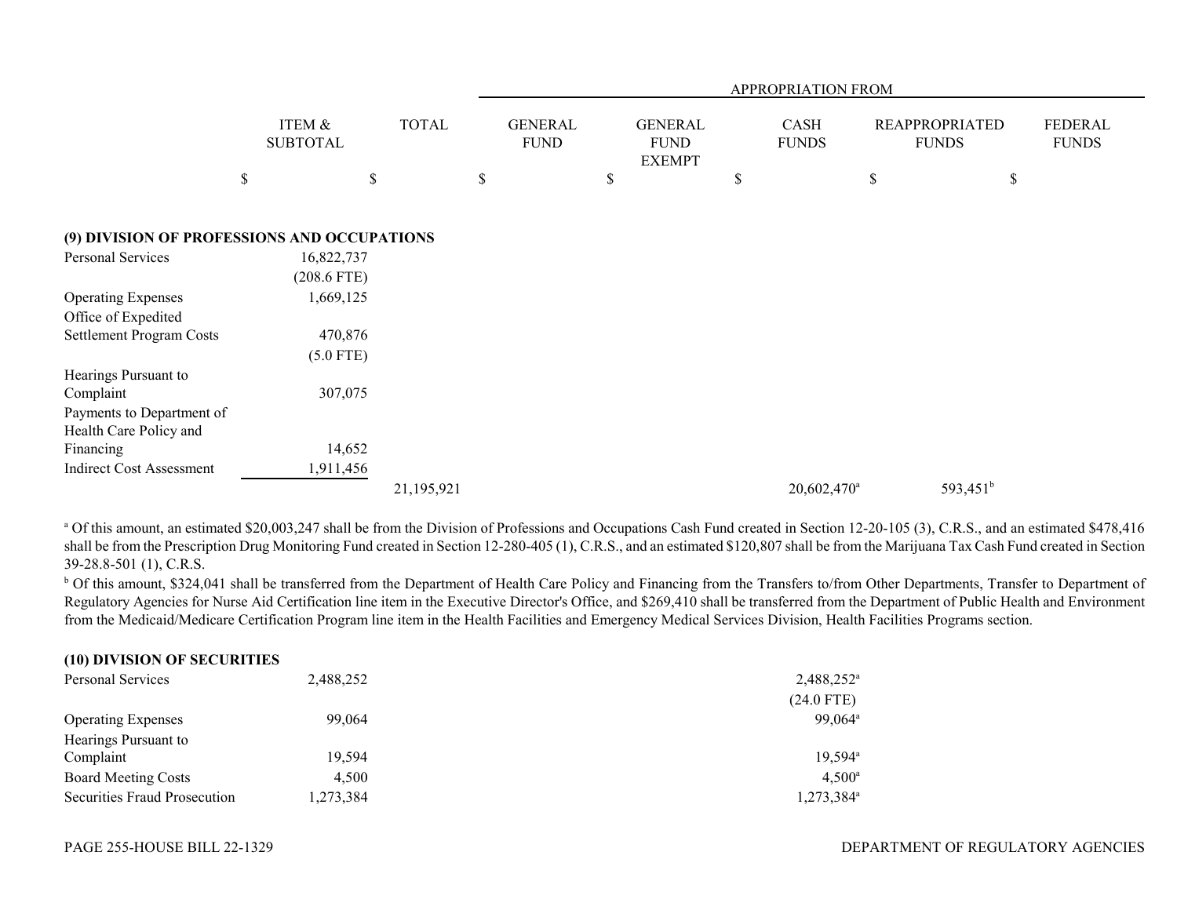| | ITEM & SUBTOTAL | TOTAL | GENERAL FUND | GENERAL FUND EXEMPT | CASH FUNDS | REAPPROPRIATED FUNDS | FEDERAL FUNDS |
|---|---|---|---|---|---|---|---|
| | | | APPROPRIATION FROM | | | | |
| | $ | $ | $ | $ | $ | $ | $ |
| **(9) DIVISION OF PROFESSIONS AND OCCUPATIONS** | | | | | | | |
| Personal Services | 16,822,737 | | | | | | |
| | (208.6 FTE) | | | | | | |
| Operating Expenses | 1,669,125 | | | | | | |
| Office of Expedited Settlement Program Costs | 470,876 | | | | | | |
| | (5.0 FTE) | | | | | | |
| Hearings Pursuant to Complaint | 307,075 | | | | | | |
| Payments to Department of Health Care Policy and Financing | 14,652 | | | | | | |
| Indirect Cost Assessment | 1,911,456 | | | | | | |
| | | 21,195,921 | | | 20,602,470[a] | 593,451[b] | |

[a] Of this amount, an estimated $20,003,247 shall be from the Division of Professions and Occupations Cash Fund created in Section 12-20-105 (3), C.R.S., and an estimated $478,416 shall be from the Prescription Drug Monitoring Fund created in Section 12-280-405 (1), C.R.S., and an estimated $120,807 shall be from the Marijuana Tax Cash Fund created in Section 39-28.8-501 (1), C.R.S.

[b] Of this amount, $324,041 shall be transferred from the Department of Health Care Policy and Financing from the Transfers to/from Other Departments, Transfer to Department of Regulatory Agencies for Nurse Aid Certification line item in the Executive Director's Office, and $269,410 shall be transferred from the Department of Public Health and Environment from the Medicaid/Medicare Certification Program line item in the Health Facilities and Emergency Medical Services Division, Health Facilities Programs section.

| | ITEM & SUBTOTAL | TOTAL | GENERAL FUND | GENERAL FUND EXEMPT | CASH FUNDS | REAPPROPRIATED FUNDS | FEDERAL FUNDS |
|---|---|---|---|---|---|---|---|
| **(10) DIVISION OF SECURITIES** | | | | | | | |
| Personal Services | 2,488,252 | | | | 2,488,252[a] | | |
| | | | | | (24.0 FTE) | | |
| Operating Expenses | 99,064 | | | | 99,064[a] | | |
| Hearings Pursuant to Complaint | 19,594 | | | | 19,594[a] | | |
| Board Meeting Costs | 4,500 | | | | 4,500[a] | | |
| Securities Fraud Prosecution | 1,273,384 | | | | 1,273,384[a] | | |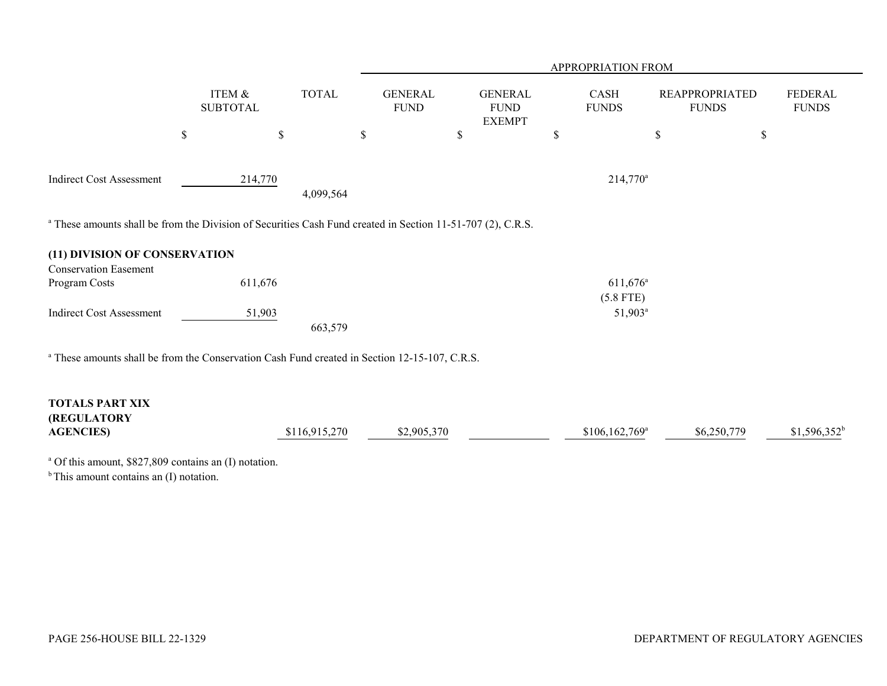| | ITEM & SUBTOTAL | TOTAL | APPROPRIATION FROM GENERAL FUND | GENERAL FUND EXEMPT | CASH FUNDS | REAPPROPRIATED FUNDS | FEDERAL FUNDS |
|---|---|---|---|---|---|---|---|
| | $ | $ | $ | $ | $ | $ | $ |
| Indirect Cost Assessment | 214,770 | | | | 214,770[a] | | |
| | | 4,099,564 | | | | | |

[a] These amounts shall be from the Division of Securities Cash Fund created in Section 11-51-707 (2), C.R.S.

**(11) DIVISION OF CONSERVATION**

| | ITEM & SUBTOTAL | TOTAL | GENERAL FUND | GENERAL FUND EXEMPT | CASH FUNDS | REAPPROPRIATED FUNDS | FEDERAL FUNDS |
|---|---|---|---|---|---|---|---|
| Conservation Easement Program Costs | 611,676 | | | | 611,676[a] (5.8 FTE) | | |
| Indirect Cost Assessment | 51,903 | | | | 51,903[a] | | |
| | | 663,579 | | | | | |

[a] These amounts shall be from the Conservation Cash Fund created in Section 12-15-107, C.R.S.

| | ITEM & SUBTOTAL | TOTAL | GENERAL FUND | GENERAL FUND EXEMPT | CASH FUNDS | REAPPROPRIATED FUNDS | FEDERAL FUNDS |
|---|---|---|---|---|---|---|---|
| **TOTALS PART XIX (REGULATORY AGENCIES)** | | $116,915,270 | $2,905,370 | | $106,162,769[a] | $6,250,779 | $1,596,352[b] |

[a] Of this amount, $827,809 contains an (I) notation.
[b] This amount contains an (I) notation.